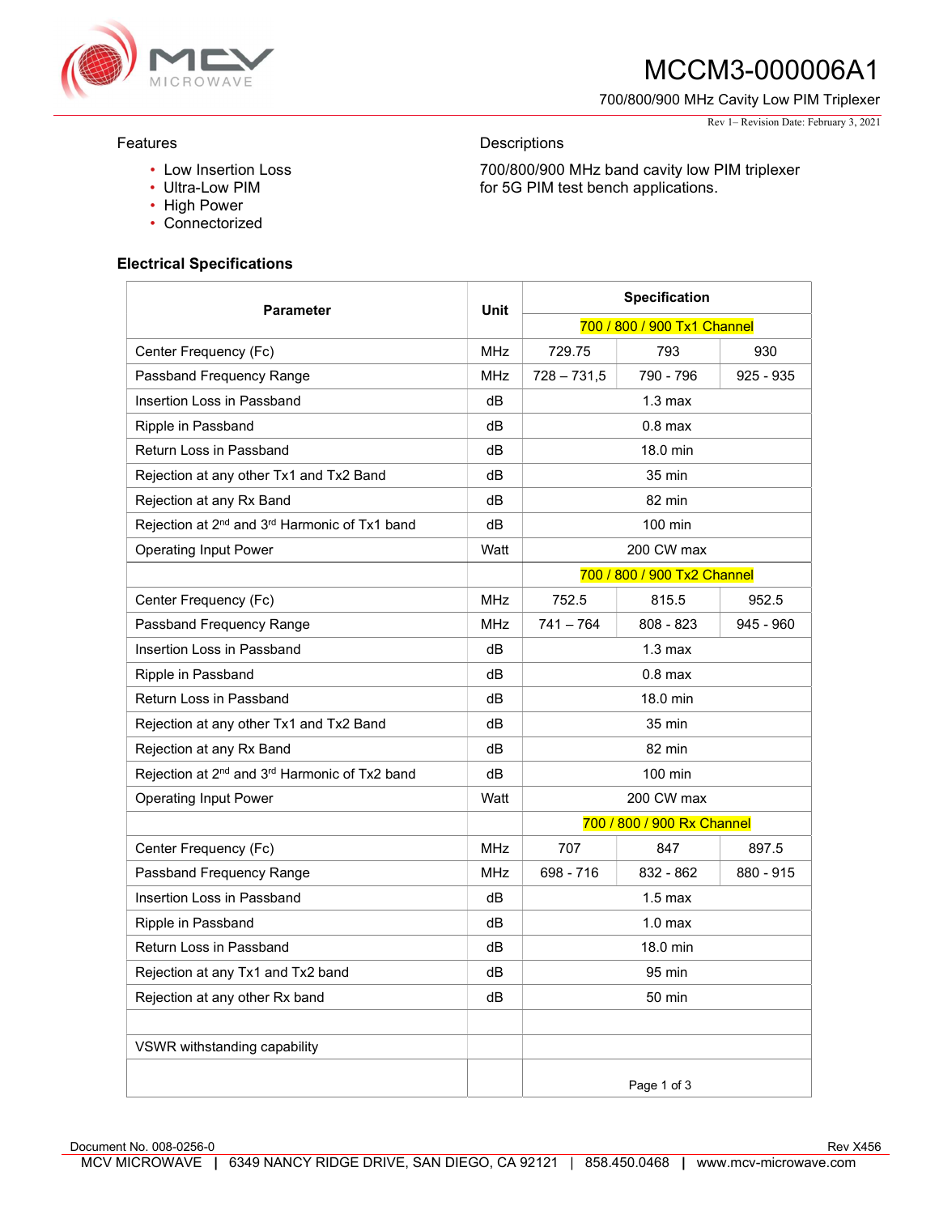# MCCM3-000006A1

700/800/900 MHz Cavity Low PIM Triplexer

Rev 1– Revision Date: February 3, 2021

## Features

- Low Insertion Loss
- Ultra-Low PIM
- High Power
- Connectorized

## Descriptions

700/800/900 MHz band cavity low PIM triplexer for 5G PIM test bench applications.

## Electrical Specifications

| Parameter | Unit | Specification | | |
|---|---|---|---|---|
| | | 700 / 800 / 900 Tx1 Channel | | |
| Center Frequency (Fc) | MHz | 729.75 | 793 | 930 |
| Passband Frequency Range | MHz | 728 – 731,5 | 790 - 796 | 925 - 935 |
| Insertion Loss in Passband | dB | 1.3 max | | |
| Ripple in Passband | dB | 0.8 max | | |
| Return Loss in Passband | dB | 18.0 min | | |
| Rejection at any other Tx1 and Tx2 Band | dB | 35 min | | |
| Rejection at any Rx Band | dB | 82 min | | |
| Rejection at 2nd and 3rd Harmonic of Tx1 band | dB | 100 min | | |
| Operating Input Power | Watt | 200 CW max | | |
| | | 700 / 800 / 900 Tx2 Channel | | |
| Center Frequency (Fc) | MHz | 752.5 | 815.5 | 952.5 |
| Passband Frequency Range | MHz | 741 – 764 | 808 - 823 | 945 - 960 |
| Insertion Loss in Passband | dB | 1.3 max | | |
| Ripple in Passband | dB | 0.8 max | | |
| Return Loss in Passband | dB | 18.0 min | | |
| Rejection at any other Tx1 and Tx2 Band | dB | 35 min | | |
| Rejection at any Rx Band | dB | 82 min | | |
| Rejection at 2nd and 3rd Harmonic of Tx2 band | dB | 100 min | | |
| Operating Input Power | Watt | 200 CW max | | |
| | | 700 / 800 / 900 Rx Channel | | |
| Center Frequency (Fc) | MHz | 707 | 847 | 897.5 |
| Passband Frequency Range | MHz | 698 - 716 | 832 - 862 | 880 - 915 |
| Insertion Loss in Passband | dB | 1.5 max | | |
| Ripple in Passband | dB | 1.0 max | | |
| Return Loss in Passband | dB | 18.0 min | | |
| Rejection at any Tx1 and Tx2 band | dB | 95 min | | |
| Rejection at any other Rx band | dB | 50 min | | |
| | | | | |
| VSWR withstanding capability | | | | |
| | | | | |

Document No. 008-0256-0 Rev X456

MCV MICROWAVE | 6349 NANCY RIDGE DRIVE, SAN DIEGO, CA 92121 | 858.450.0468 | www.mcv-microwave.com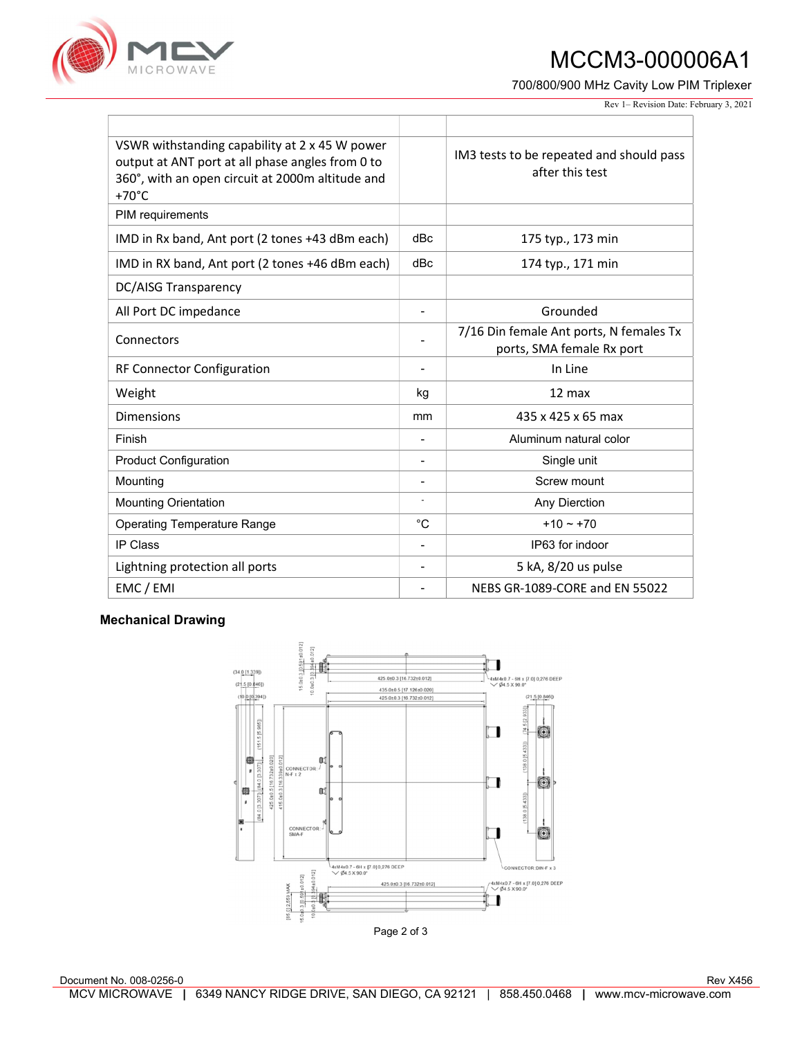| | | |
|---|---|---|
| VSWR withstanding capability at 2 x 45 W power output at ANT port at all phase angles from 0 to 360°, with an open circuit at 2000m altitude and +70°C | | IM3 tests to be repeated and should pass after this test |
| PIM requirements | | |
| IMD in Rx band, Ant port (2 tones +43 dBm each) | dBc | 175 typ., 173 min |
| IMD in RX band, Ant port (2 tones +46 dBm each) | dBc | 174 typ., 171 min |
| DC/AISG Transparency | | |
| All Port DC impedance | - | Grounded |
| Connectors | - | 7/16 Din female Ant ports, N females Tx ports, SMA female Rx port |
| RF Connector Configuration | - | In Line |
| Weight | kg | 12 max |
| Dimensions | mm | 435 x 425 x 65 max |
| Finish | - | Aluminum natural color |
| Product Configuration | - | Single unit |
| Mounting | - | Screw mount |
| Mounting Orientation | - | Any Dierction |
| Operating Temperature Range | °C | +10 ~ +70 |
| IP Class | - | IP63 for indoor |
| Lightning protection all ports | - | 5 kA, 8/20 us pulse |
| EMC / EMI | - | NEBS GR-1089-CORE and EN 55022 |

**Mechanical Drawing**

Document No. 008-0256-0

Rev X456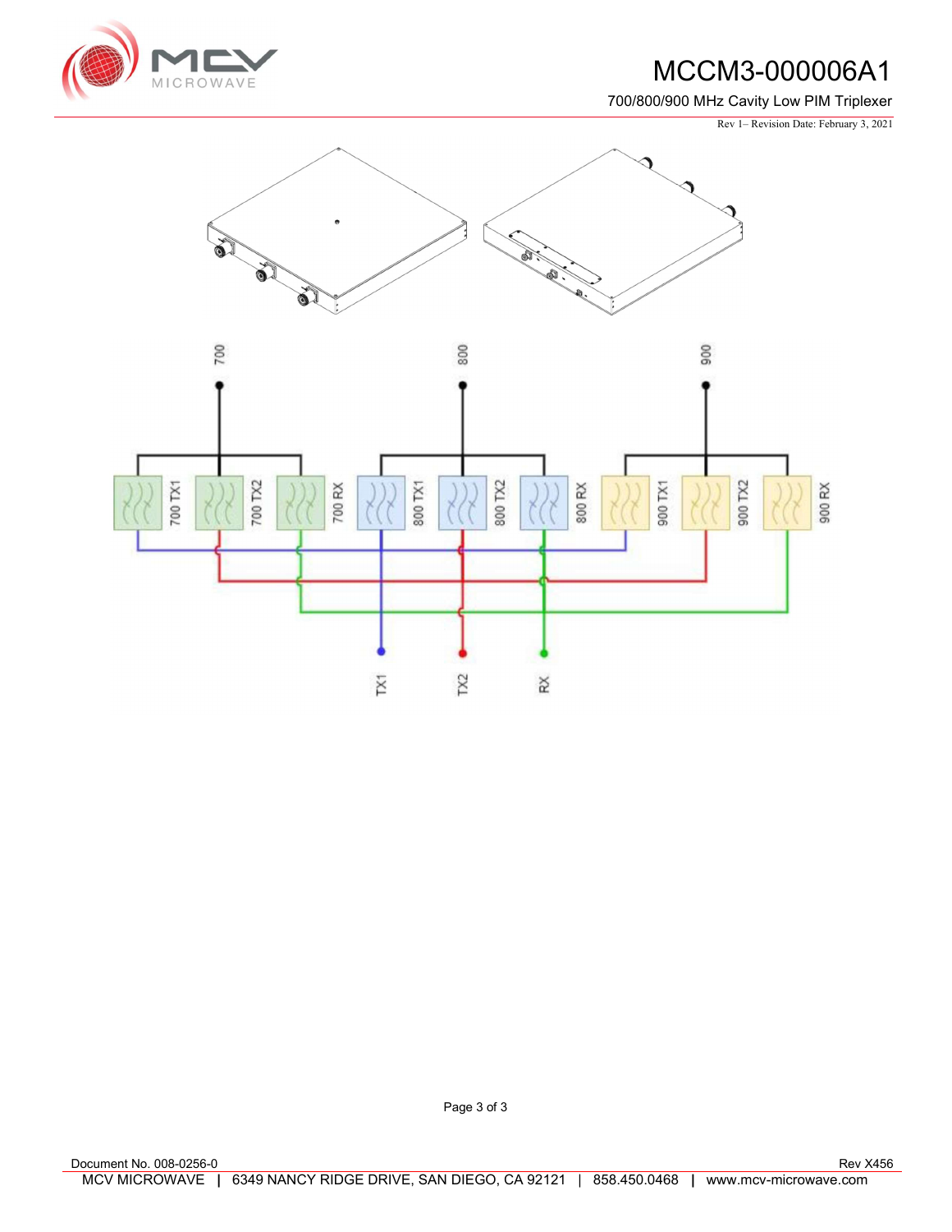700

800

900

700 TX1

700 TX2

700 RX

800 TX1

800 TX2

800 RX

900 TX1

900 TX2

900 RX

TX1

TX2

RX